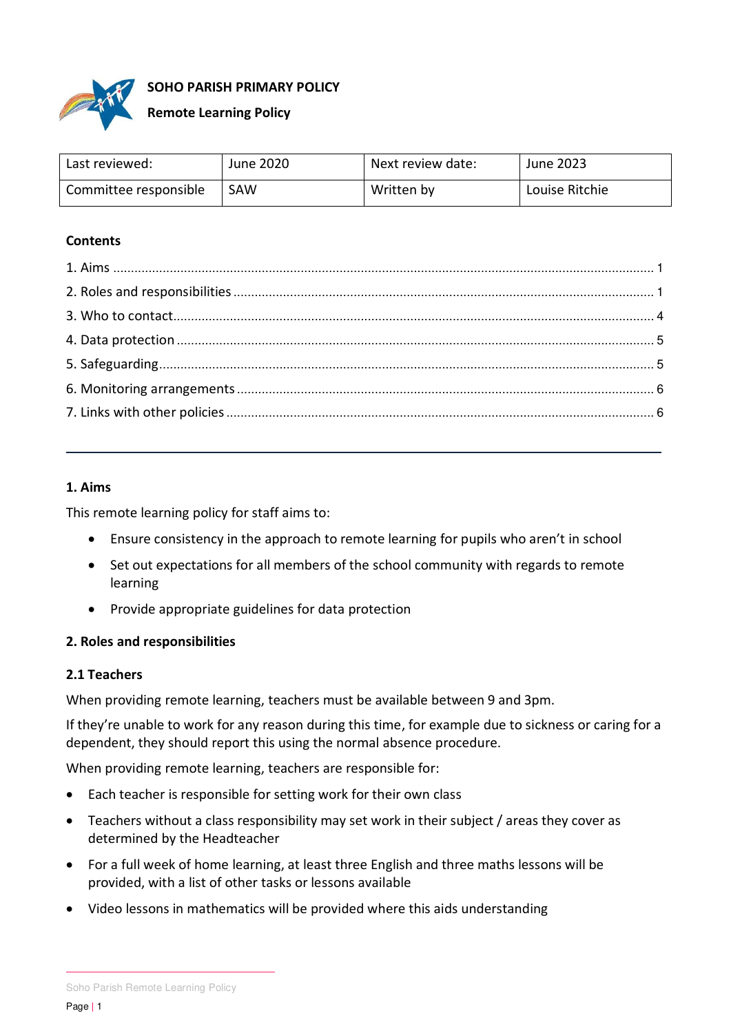# SOHO PARISH PRIMARY POLICY

## Remote Learning Policy

| | | | |
|---|---|---|---|
| Last reviewed: | June 2020 | Next review date: | June 2023 |
| Committee responsible | SAW | Written by | Louise Ritchie |

**Contents**

1. Aims ........................................................................ 1
2. Roles and responsibilities ........................................................................ 1
3. Who to contact........................................................................ 4
4. Data protection ........................................................................ 5
5. Safeguarding........................................................................ 5
6. Monitoring arrangements ........................................................................ 6
7. Links with other policies ........................................................................ 6

---

### 1. Aims

This remote learning policy for staff aims to:

- Ensure consistency in the approach to remote learning for pupils who aren't in school
- Set out expectations for all members of the school community with regards to remote learning
- Provide appropriate guidelines for data protection

### 2. Roles and responsibilities

#### 2.1 Teachers

When providing remote learning, teachers must be available between 9 and 3pm.

If they're unable to work for any reason during this time, for example due to sickness or caring for a dependent, they should report this using the normal absence procedure.

When providing remote learning, teachers are responsible for:

- Each teacher is responsible for setting work for their own class
- Teachers without a class responsibility may set work in their subject / areas they cover as determined by the Headteacher
- For a full week of home learning, at least three English and three maths lessons will be provided, with a list of other tasks or lessons available
- Video lessons in mathematics will be provided where this aids understanding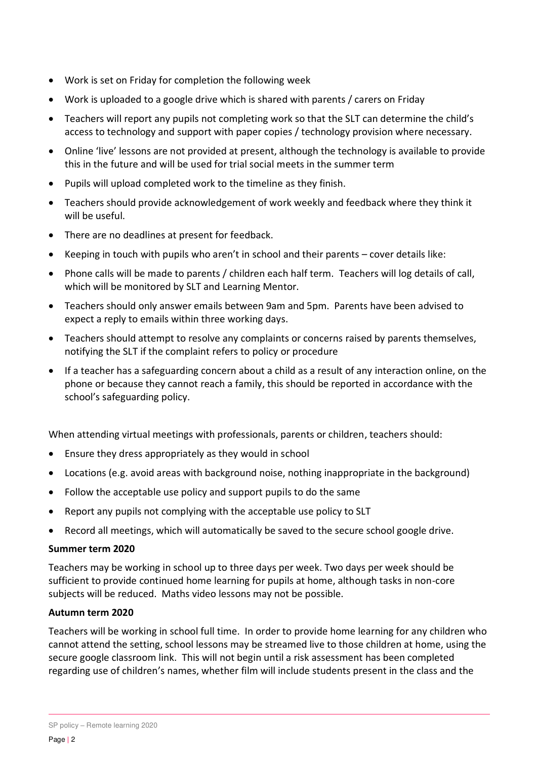- Work is set on Friday for completion the following week
- Work is uploaded to a google drive which is shared with parents / carers on Friday
- Teachers will report any pupils not completing work so that the SLT can determine the child's access to technology and support with paper copies / technology provision where necessary.
- Online 'live' lessons are not provided at present, although the technology is available to provide this in the future and will be used for trial social meets in the summer term
- Pupils will upload completed work to the timeline as they finish.
- Teachers should provide acknowledgement of work weekly and feedback where they think it will be useful.
- There are no deadlines at present for feedback.
- Keeping in touch with pupils who aren't in school and their parents – cover details like:
- Phone calls will be made to parents / children each half term. Teachers will log details of call, which will be monitored by SLT and Learning Mentor.
- Teachers should only answer emails between 9am and 5pm. Parents have been advised to expect a reply to emails within three working days.
- Teachers should attempt to resolve any complaints or concerns raised by parents themselves, notifying the SLT if the complaint refers to policy or procedure
- If a teacher has a safeguarding concern about a child as a result of any interaction online, on the phone or because they cannot reach a family, this should be reported in accordance with the school's safeguarding policy.

When attending virtual meetings with professionals, parents or children, teachers should:

- Ensure they dress appropriately as they would in school
- Locations (e.g. avoid areas with background noise, nothing inappropriate in the background)
- Follow the acceptable use policy and support pupils to do the same
- Report any pupils not complying with the acceptable use policy to SLT
- Record all meetings, which will automatically be saved to the secure school google drive.

**Summer term 2020**

Teachers may be working in school up to three days per week. Two days per week should be sufficient to provide continued home learning for pupils at home, although tasks in non-core subjects will be reduced. Maths video lessons may not be possible.

**Autumn term 2020**

Teachers will be working in school full time. In order to provide home learning for any children who cannot attend the setting, school lessons may be streamed live to those children at home, using the secure google classroom link. This will not begin until a risk assessment has been completed regarding use of children's names, whether film will include students present in the class and the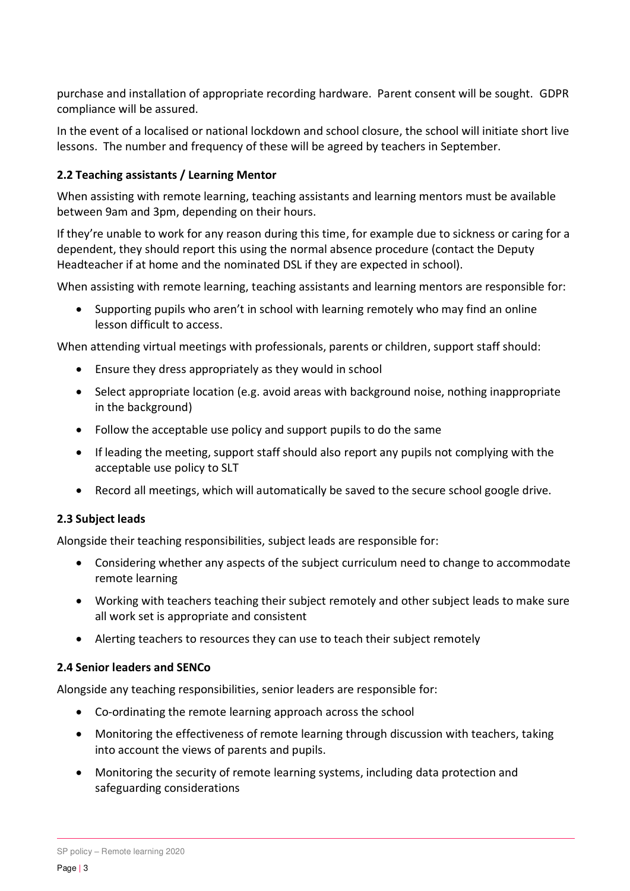purchase and installation of appropriate recording hardware. Parent consent will be sought. GDPR compliance will be assured.

In the event of a localised or national lockdown and school closure, the school will initiate short live lessons. The number and frequency of these will be agreed by teachers in September.

### 2.2 Teaching assistants / Learning Mentor

When assisting with remote learning, teaching assistants and learning mentors must be available between 9am and 3pm, depending on their hours.

If they're unable to work for any reason during this time, for example due to sickness or caring for a dependent, they should report this using the normal absence procedure (contact the Deputy Headteacher if at home and the nominated DSL if they are expected in school).

When assisting with remote learning, teaching assistants and learning mentors are responsible for:

- Supporting pupils who aren't in school with learning remotely who may find an online lesson difficult to access.

When attending virtual meetings with professionals, parents or children, support staff should:

- Ensure they dress appropriately as they would in school
- Select appropriate location (e.g. avoid areas with background noise, nothing inappropriate in the background)
- Follow the acceptable use policy and support pupils to do the same
- If leading the meeting, support staff should also report any pupils not complying with the acceptable use policy to SLT
- Record all meetings, which will automatically be saved to the secure school google drive.

### 2.3 Subject leads

Alongside their teaching responsibilities, subject leads are responsible for:

- Considering whether any aspects of the subject curriculum need to change to accommodate remote learning
- Working with teachers teaching their subject remotely and other subject leads to make sure all work set is appropriate and consistent
- Alerting teachers to resources they can use to teach their subject remotely

### 2.4 Senior leaders and SENCo

Alongside any teaching responsibilities, senior leaders are responsible for:

- Co-ordinating the remote learning approach across the school
- Monitoring the effectiveness of remote learning through discussion with teachers, taking into account the views of parents and pupils.
- Monitoring the security of remote learning systems, including data protection and safeguarding considerations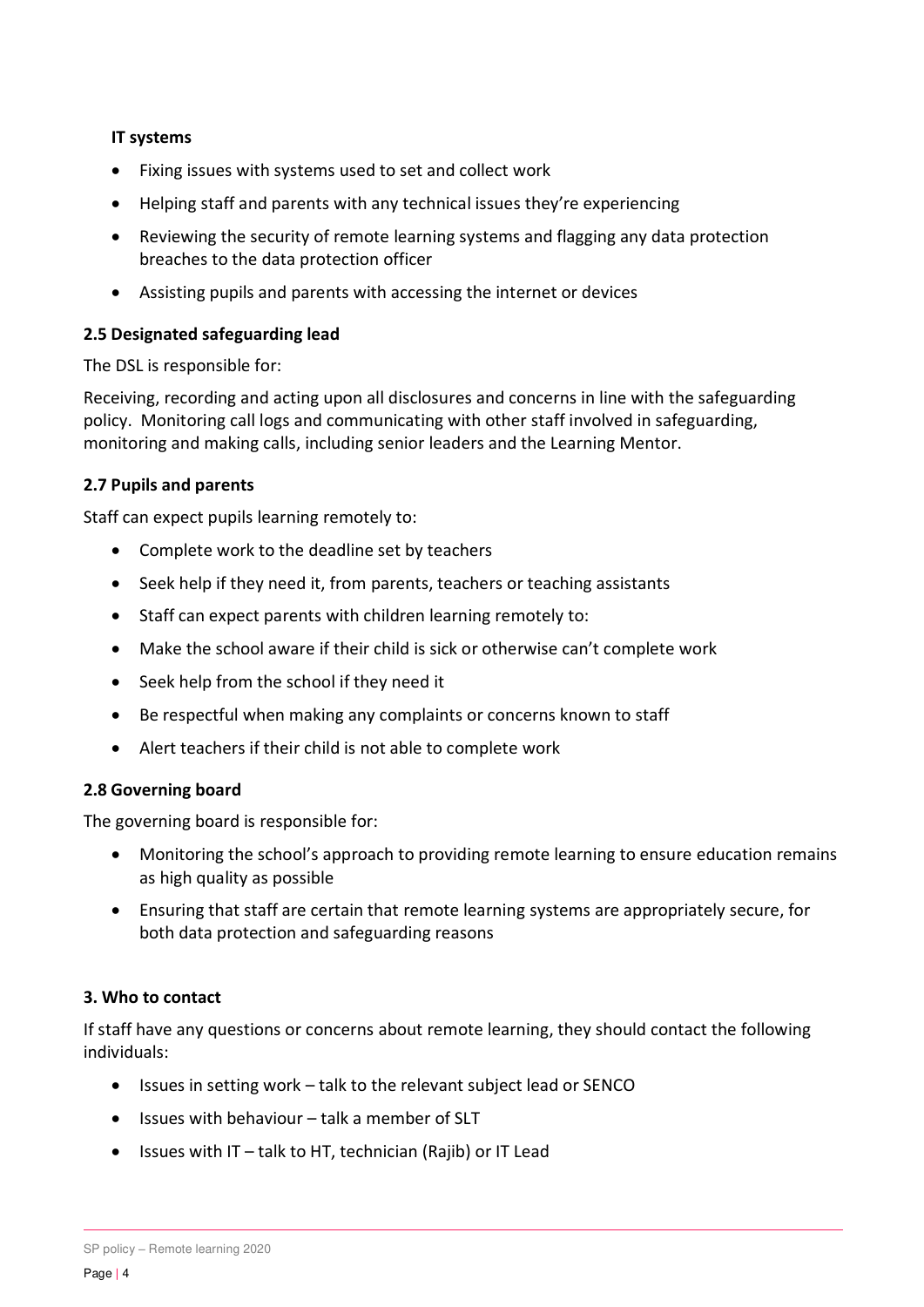**IT systems**

- Fixing issues with systems used to set and collect work
- Helping staff and parents with any technical issues they're experiencing
- Reviewing the security of remote learning systems and flagging any data protection breaches to the data protection officer
- Assisting pupils and parents with accessing the internet or devices

### 2.5 Designated safeguarding lead

The DSL is responsible for:

Receiving, recording and acting upon all disclosures and concerns in line with the safeguarding policy. Monitoring call logs and communicating with other staff involved in safeguarding, monitoring and making calls, including senior leaders and the Learning Mentor.

### 2.7 Pupils and parents

Staff can expect pupils learning remotely to:

- Complete work to the deadline set by teachers
- Seek help if they need it, from parents, teachers or teaching assistants
- Staff can expect parents with children learning remotely to:
- Make the school aware if their child is sick or otherwise can't complete work
- Seek help from the school if they need it
- Be respectful when making any complaints or concerns known to staff
- Alert teachers if their child is not able to complete work

### 2.8 Governing board

The governing board is responsible for:

- Monitoring the school's approach to providing remote learning to ensure education remains as high quality as possible
- Ensuring that staff are certain that remote learning systems are appropriately secure, for both data protection and safeguarding reasons

## 3. Who to contact

If staff have any questions or concerns about remote learning, they should contact the following individuals:

- Issues in setting work – talk to the relevant subject lead or SENCO
- Issues with behaviour – talk a member of SLT
- Issues with IT – talk to HT, technician (Rajib) or IT Lead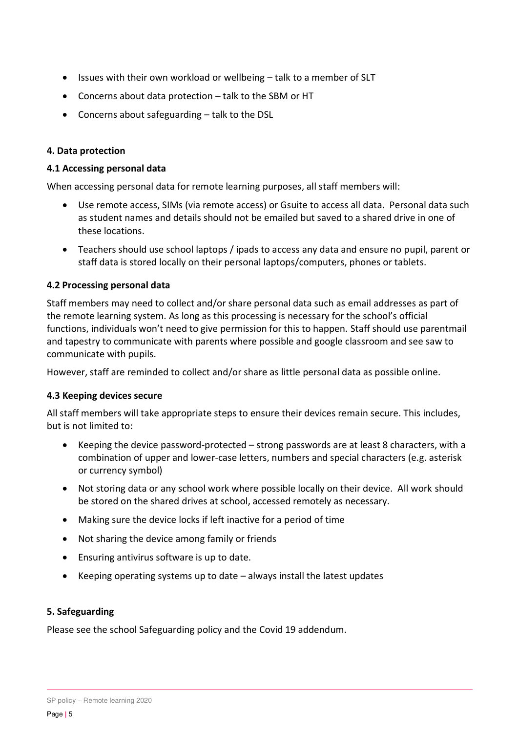- Issues with their own workload or wellbeing – talk to a member of SLT
- Concerns about data protection – talk to the SBM or HT
- Concerns about safeguarding – talk to the DSL

### 4. Data protection

#### 4.1 Accessing personal data

When accessing personal data for remote learning purposes, all staff members will:

- Use remote access, SIMs (via remote access) or Gsuite to access all data. Personal data such as student names and details should not be emailed but saved to a shared drive in one of these locations.
- Teachers should use school laptops / ipads to access any data and ensure no pupil, parent or staff data is stored locally on their personal laptops/computers, phones or tablets.

#### 4.2 Processing personal data

Staff members may need to collect and/or share personal data such as email addresses as part of the remote learning system. As long as this processing is necessary for the school's official functions, individuals won't need to give permission for this to happen. Staff should use parentmail and tapestry to communicate with parents where possible and google classroom and see saw to communicate with pupils.

However, staff are reminded to collect and/or share as little personal data as possible online.

#### 4.3 Keeping devices secure

All staff members will take appropriate steps to ensure their devices remain secure. This includes, but is not limited to:

- Keeping the device password-protected – strong passwords are at least 8 characters, with a combination of upper and lower-case letters, numbers and special characters (e.g. asterisk or currency symbol)
- Not storing data or any school work where possible locally on their device. All work should be stored on the shared drives at school, accessed remotely as necessary.
- Making sure the device locks if left inactive for a period of time
- Not sharing the device among family or friends
- Ensuring antivirus software is up to date.
- Keeping operating systems up to date – always install the latest updates

### 5. Safeguarding

Please see the school Safeguarding policy and the Covid 19 addendum.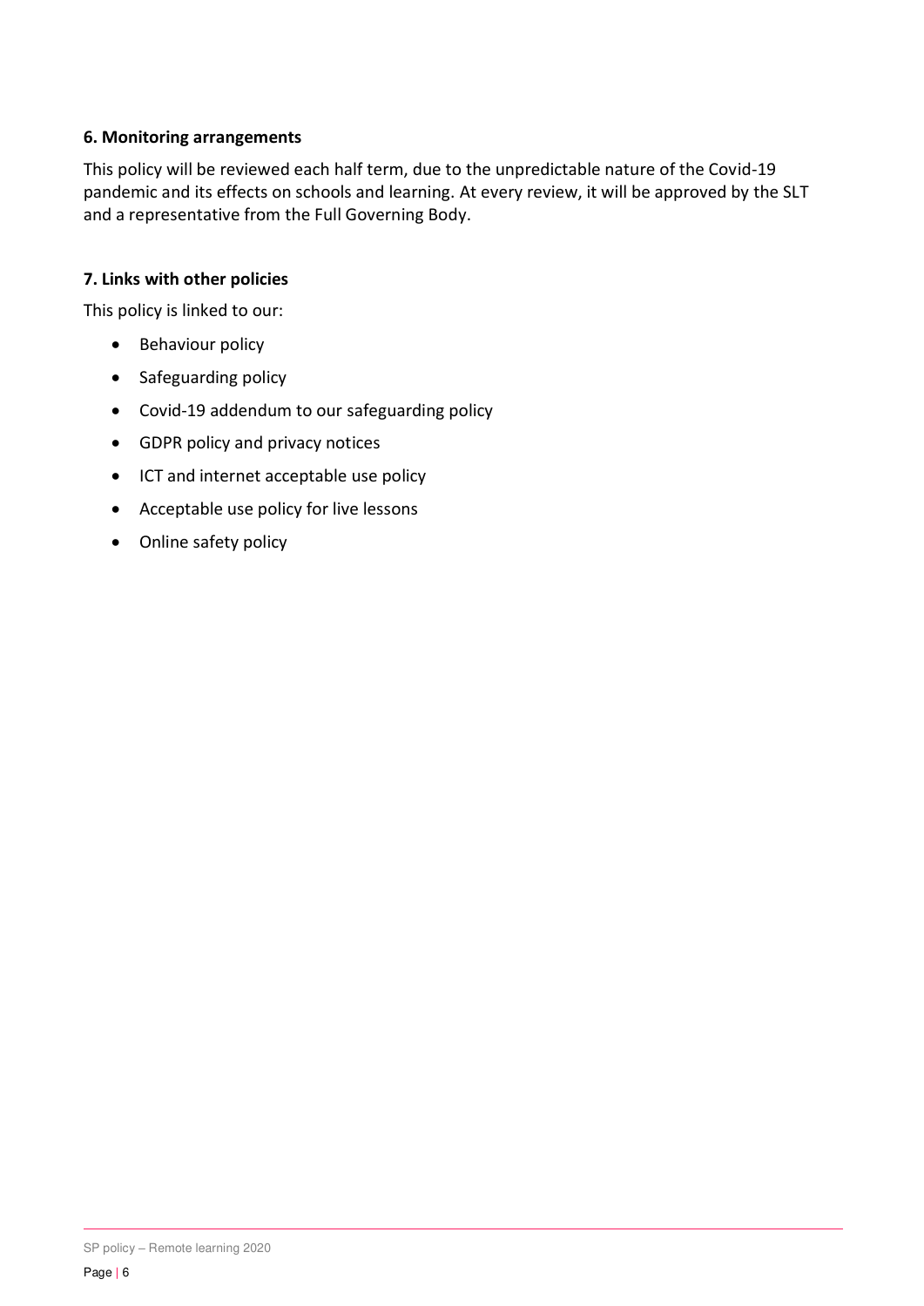### 6. Monitoring arrangements

This policy will be reviewed each half term, due to the unpredictable nature of the Covid-19 pandemic and its effects on schools and learning. At every review, it will be approved by the SLT and a representative from the Full Governing Body.

### 7. Links with other policies

This policy is linked to our:

- Behaviour policy
- Safeguarding policy
- Covid-19 addendum to our safeguarding policy
- GDPR policy and privacy notices
- ICT and internet acceptable use policy
- Acceptable use policy for live lessons
- Online safety policy